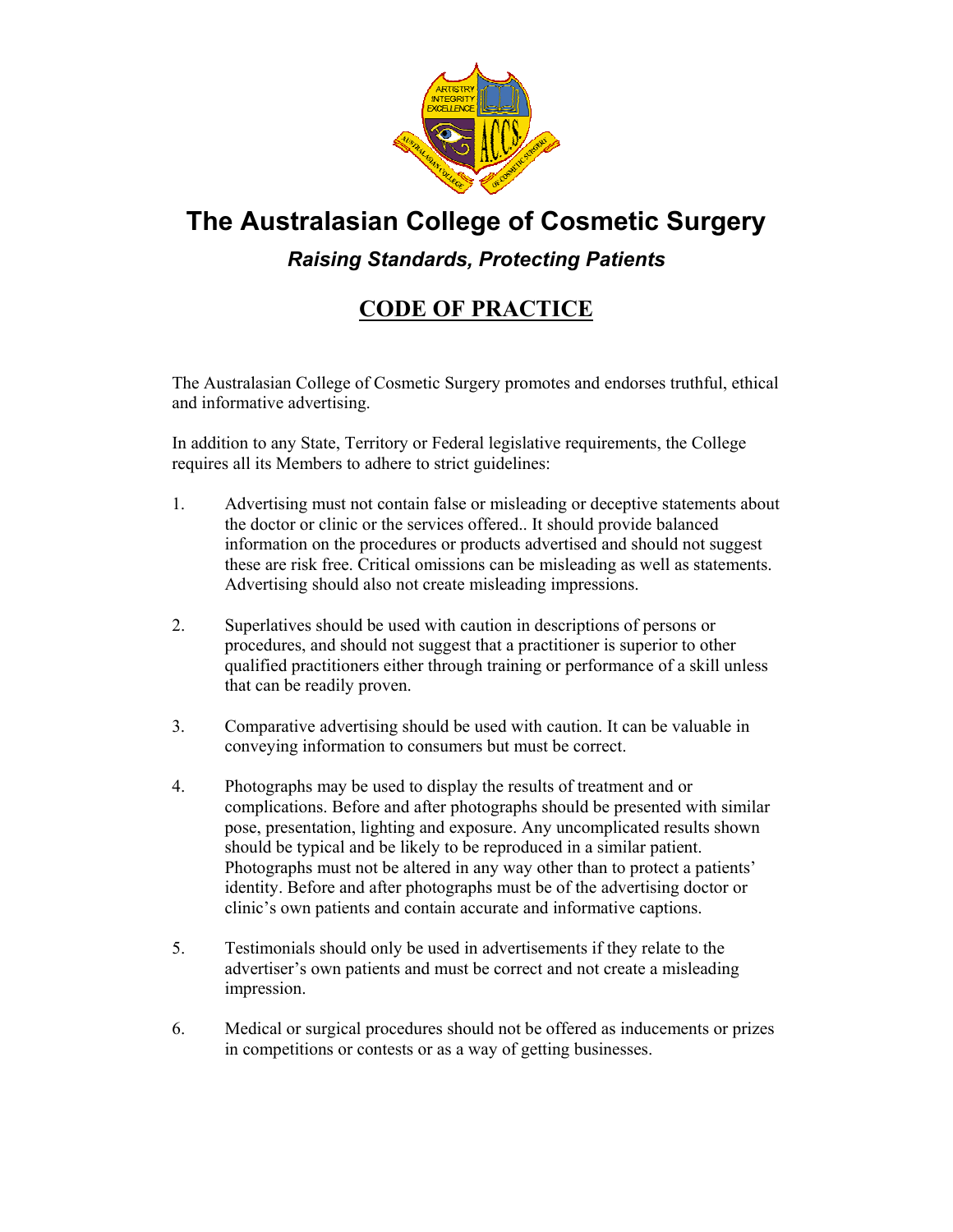# The Australasian College of Cosmetic Surgery

### *Raising Standards, Protecting Patients*

## CODE OF PRACTICE

The Australasian College of Cosmetic Surgery promotes and endorses truthful, ethical and informative advertising.

In addition to any State, Territory or Federal legislative requirements, the College requires all its Members to adhere to strict guidelines:

1. Advertising must not contain false or misleading or deceptive statements about the doctor or clinic or the services offered.. It should provide balanced information on the procedures or products advertised and should not suggest these are risk free. Critical omissions can be misleading as well as statements. Advertising should also not create misleading impressions.

2. Superlatives should be used with caution in descriptions of persons or procedures, and should not suggest that a practitioner is superior to other qualified practitioners either through training or performance of a skill unless that can be readily proven.

3. Comparative advertising should be used with caution. It can be valuable in conveying information to consumers but must be correct.

4. Photographs may be used to display the results of treatment and or complications. Before and after photographs should be presented with similar pose, presentation, lighting and exposure. Any uncomplicated results shown should be typical and be likely to be reproduced in a similar patient. Photographs must not be altered in any way other than to protect a patients' identity. Before and after photographs must be of the advertising doctor or clinic's own patients and contain accurate and informative captions.

5. Testimonials should only be used in advertisements if they relate to the advertiser's own patients and must be correct and not create a misleading impression.

6. Medical or surgical procedures should not be offered as inducements or prizes in competitions or contests or as a way of getting businesses.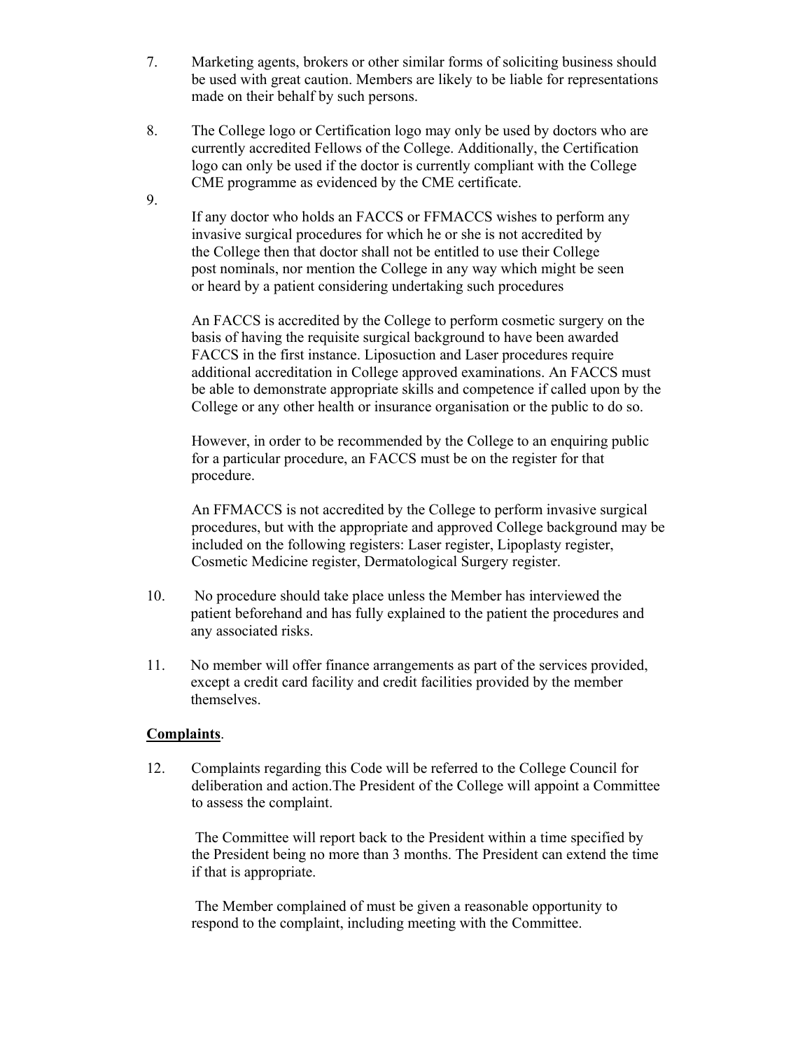7. Marketing agents, brokers or other similar forms of soliciting business should be used with great caution. Members are likely to be liable for representations made on their behalf by such persons.

8. The College logo or Certification logo may only be used by doctors who are currently accredited Fellows of the College. Additionally, the Certification logo can only be used if the doctor is currently compliant with the College CME programme as evidenced by the CME certificate.

9. If any doctor who holds an FACCS or FFMACCS wishes to perform any invasive surgical procedures for which he or she is not accredited by the College then that doctor shall not be entitled to use their College post nominals, nor mention the College in any way which might be seen or heard by a patient considering undertaking such procedures

   An FACCS is accredited by the College to perform cosmetic surgery on the basis of having the requisite surgical background to have been awarded FACCS in the first instance. Liposuction and Laser procedures require additional accreditation in College approved examinations. An FACCS must be able to demonstrate appropriate skills and competence if called upon by the College or any other health or insurance organisation or the public to do so.

   However, in order to be recommended by the College to an enquiring public for a particular procedure, an FACCS must be on the register for that procedure.

   An FFMACCS is not accredited by the College to perform invasive surgical procedures, but with the appropriate and approved College background may be included on the following registers: Laser register, Lipoplasty register, Cosmetic Medicine register, Dermatological Surgery register.

10. No procedure should take place unless the Member has interviewed the patient beforehand and has fully explained to the patient the procedures and any associated risks.

11. No member will offer finance arrangements as part of the services provided, except a credit card facility and credit facilities provided by the member themselves.

**Complaints**.

12. Complaints regarding this Code will be referred to the College Council for deliberation and action.The President of the College will appoint a Committee to assess the complaint.

    The Committee will report back to the President within a time specified by the President being no more than 3 months. The President can extend the time if that is appropriate.

    The Member complained of must be given a reasonable opportunity to respond to the complaint, including meeting with the Committee.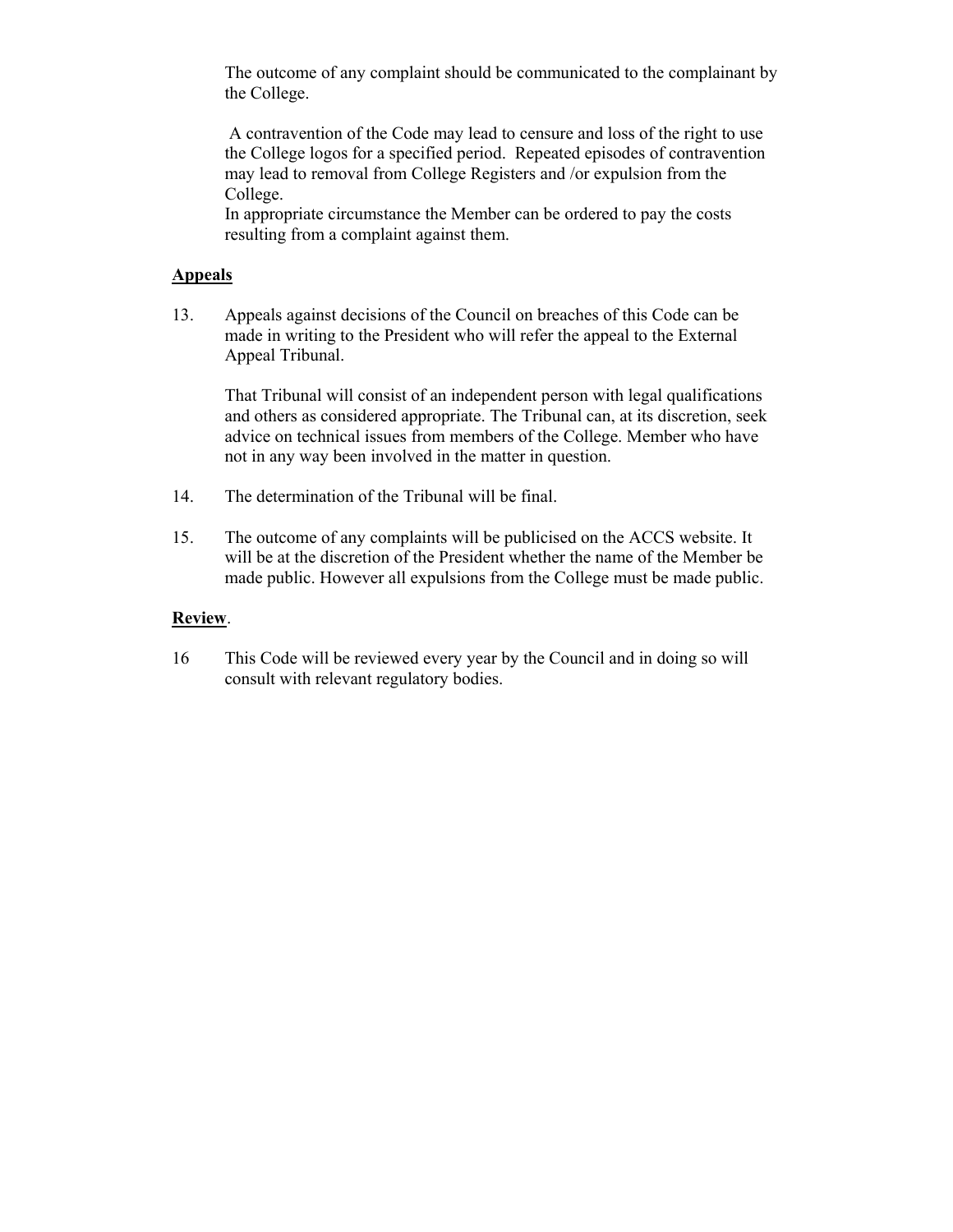The outcome of any complaint should be communicated to the complainant by the College.

A contravention of the Code may lead to censure and loss of the right to use the College logos for a specified period. Repeated episodes of contravention may lead to removal from College Registers and /or expulsion from the College.
In appropriate circumstance the Member can be ordered to pay the costs resulting from a complaint against them.

**Appeals**

13. Appeals against decisions of the Council on breaches of this Code can be made in writing to the President who will refer the appeal to the External Appeal Tribunal.

    That Tribunal will consist of an independent person with legal qualifications and others as considered appropriate. The Tribunal can, at its discretion, seek advice on technical issues from members of the College. Member who have not in any way been involved in the matter in question.

14. The determination of the Tribunal will be final.

15. The outcome of any complaints will be publicised on the ACCS website. It will be at the discretion of the President whether the name of the Member be made public. However all expulsions from the College must be made public.

**Review**.

16 This Code will be reviewed every year by the Council and in doing so will consult with relevant regulatory bodies.